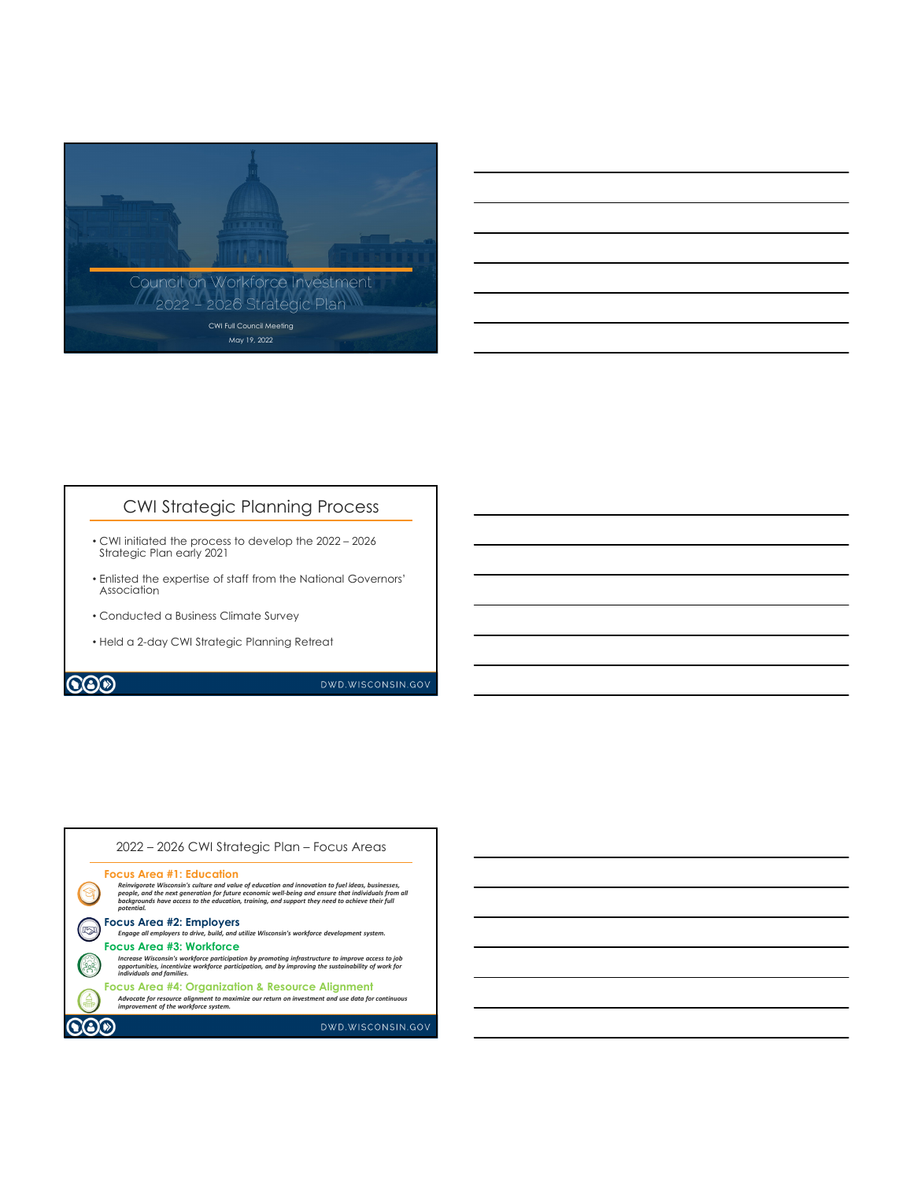# Council on Workforce Investment 2022 – 2026 Strategic Plan

CWI Full Council Meeting

May 19, 2022

## CWI Strategic Planning Process

- CWI initiated the process to develop the 2022 – 2026 Strategic Plan early 2021
- Enlisted the expertise of staff from the National Governors' Association
- Conducted a Business Climate Survey
- Held a 2-day CWI Strategic Planning Retreat

DWD.WISCONSIN.GOV

## 2022 – 2026 CWI Strategic Plan – Focus Areas

**Focus Area #1: Education**

*Reinvigorate Wisconsin's culture and value of education and innovation to fuel ideas, businesses, people, and the next generation for future economic well-being and ensure that individuals from all backgrounds have access to the education, training, and support they need to achieve their full potential.*

**Focus Area #2: Employers**

*Engage all employers to drive, build, and utilize Wisconsin's workforce development system.*

**Focus Area #3: Workforce**

*Increase Wisconsin's workforce participation by promoting infrastructure to improve access to job opportunities, incentivize workforce participation, and by improving the sustainability of work for individuals and families.*

**Focus Area #4: Organization & Resource Alignment**

*Advocate for resource alignment to maximize our return on investment and use data for continuous improvement of the workforce system.*

DWD.WISCONSIN.GOV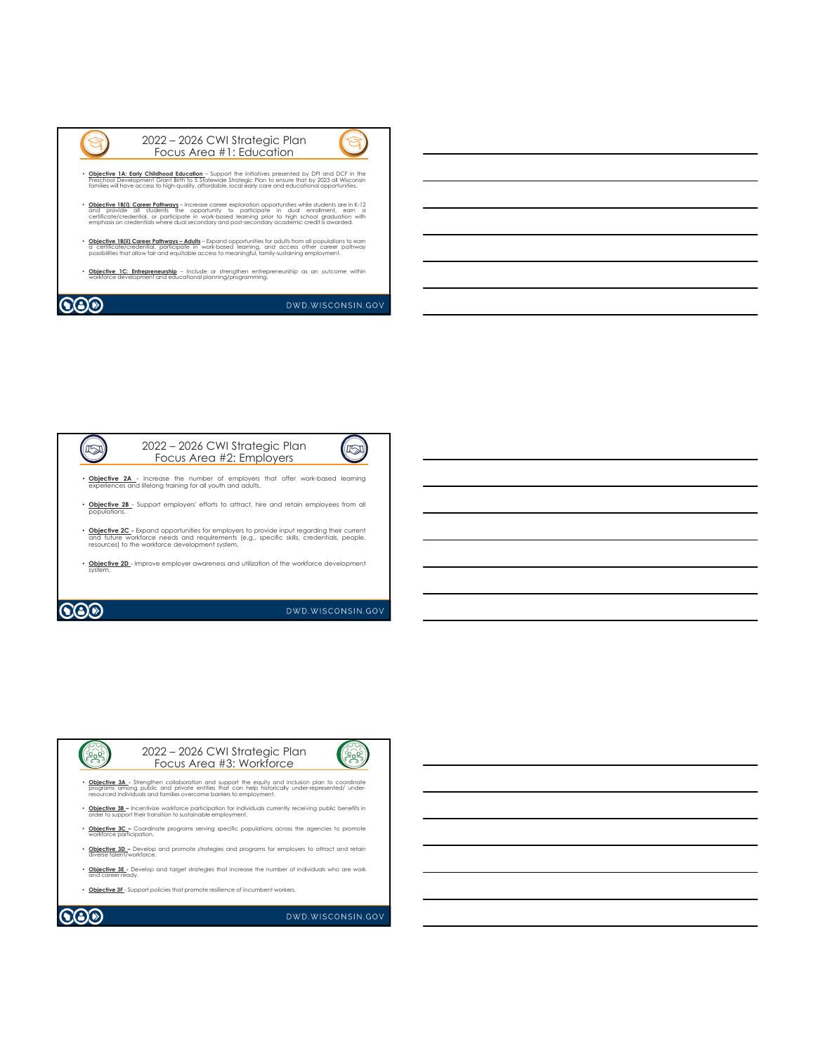## 2022 – 2026 CWI Strategic Plan
## Focus Area #1: Education

- **Objective 1A: Early Childhood Education** – Support the initiatives presented by DPI and DCF in the Preschool Development Grant Birth to 5 Statewide Strategic Plan to ensure that by 2023 all Wisconsin families will have access to high-quality, affordable, local early care and educational opportunities.
- **Objective 1B(i): Career Pathways** – Increase career exploration opportunities while students are in K-12 and provide all students the opportunity to participate in dual enrollment, earn a certificate/credential, or participate in work-based learning prior to high school graduation with emphasis on credentials where dual secondary and post-secondary academic credit is awarded.
- **Objective 1B(ii) Career Pathways – Adults** – Expand opportunities for adults from all populations to earn a certificate/credential, participate in work-based learning, and access other career pathway possibilities that allow fair and equitable access to meaningful, family-sustaining employment.
- **Objective 1C: Entrepreneurship** – Include or strengthen entrepreneurship as an outcome within workforce development and educational planning/programming.

DWD.WISCONSIN.GOV

## 2022 – 2026 CWI Strategic Plan
## Focus Area #2: Employers

- **Objective 2A** - Increase the number of employers that offer work-based learning experiences and lifelong training for all youth and adults.
- **Objective 2B** - Support employers' efforts to attract, hire and retain employees from all populations.
- **Objective 2C** - Expand opportunities for employers to provide input regarding their current and future workforce needs and requirements (e.g., specific skills, credentials, people, resources) to the workforce development system.
- **Objective 2D** - Improve employer awareness and utilization of the workforce development system.

DWD.WISCONSIN.GOV

## 2022 – 2026 CWI Strategic Plan
## Focus Area #3: Workforce

- **Objective 3A** - Strengthen collaboration and support the equity and inclusion plan to coordinate programs among public and private entities that can help historically under-represented/ under-resourced individuals and families overcome barriers to employment.
- **Objective 3B** – Incentivize workforce participation for individuals currently receiving public benefits in order to support their transition to sustainable employment.
- **Objective 3C** – Coordinate programs serving specific populations across the agencies to promote workforce participation.
- **Objective 3D** – Develop and promote strategies and programs for employers to attract and retain diverse talent/workforce.
- **Objective 3E** - Develop and target strategies that increase the number of individuals who are work and career ready.
- **Objective 3F** - Support policies that promote resilience of incumbent workers.

DWD.WISCONSIN.GOV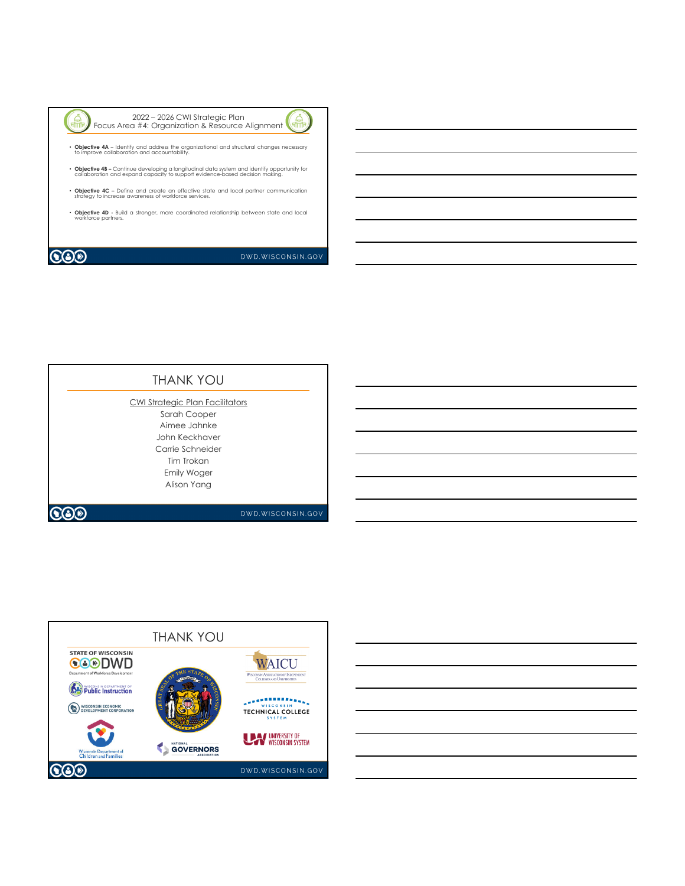## 2022 – 2026 CWI Strategic Plan
### Focus Area #4: Organization & Resource Alignment

- **Objective 4A** – Identify and address the organizational and structural changes necessary to improve collaboration and accountability.
- **Objective 4B** – Continue developing a longitudinal data system and identify opportunity for collaboration and expand capacity to support evidence-based decision making.
- **Objective 4C** – Define and create an effective state and local partner communication strategy to increase awareness of workforce services.
- **Objective 4D** - Build a stronger, more coordinated relationship between state and local workforce partners.

DWD.WISCONSIN.GOV

## THANK YOU

CWI Strategic Plan Facilitators

Sarah Cooper
Aimee Jahnke
John Keckhaver
Carrie Schneider
Tim Trokan
Emily Woger
Alison Yang

DWD.WISCONSIN.GOV

## THANK YOU

STATE OF WISCONSIN DWD Department of Workforce Development

Wisconsin Department of Public Instruction

Wisconsin Economic Development Corporation

Wisconsin Department of Children and Families

Great Seal of the State of Wisconsin

National Governors Association

WAICU Wisconsin Association of Independent Colleges and Universities

Wisconsin Technical College System

University of Wisconsin System

DWD.WISCONSIN.GOV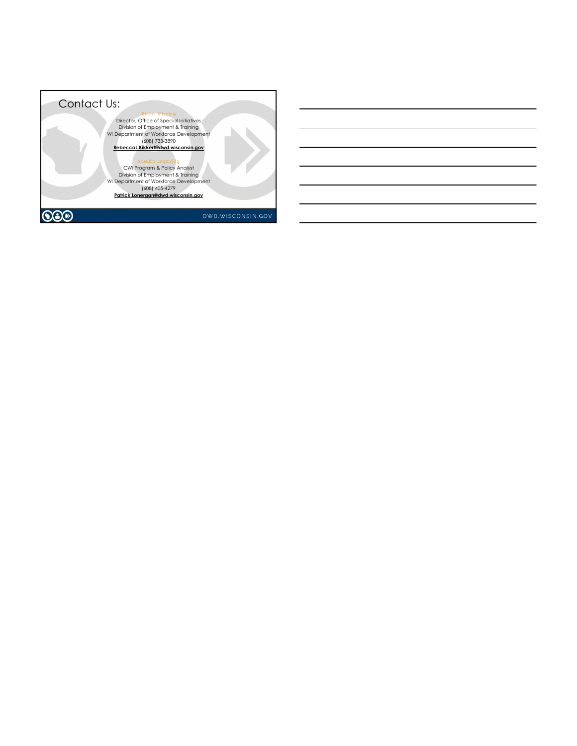## Contact Us:

Ehfn| Nlnnhuw
Director, Office of Special Initiatives
Division of Employment & Training
WI Department of Workforce Development
(608) 733-3890
**RebeccaL.Kikkert@dwd.wisconsin.gov**

Sdwulfn Orqhujdq
CWI Program & Policy Analyst
Division of Employment & Training
WI Department of Workforce Development
(608) 405-4279
**Patrick.Lonergan@dwd.wisconsin.gov**

DWD.WISCONSIN.GOV